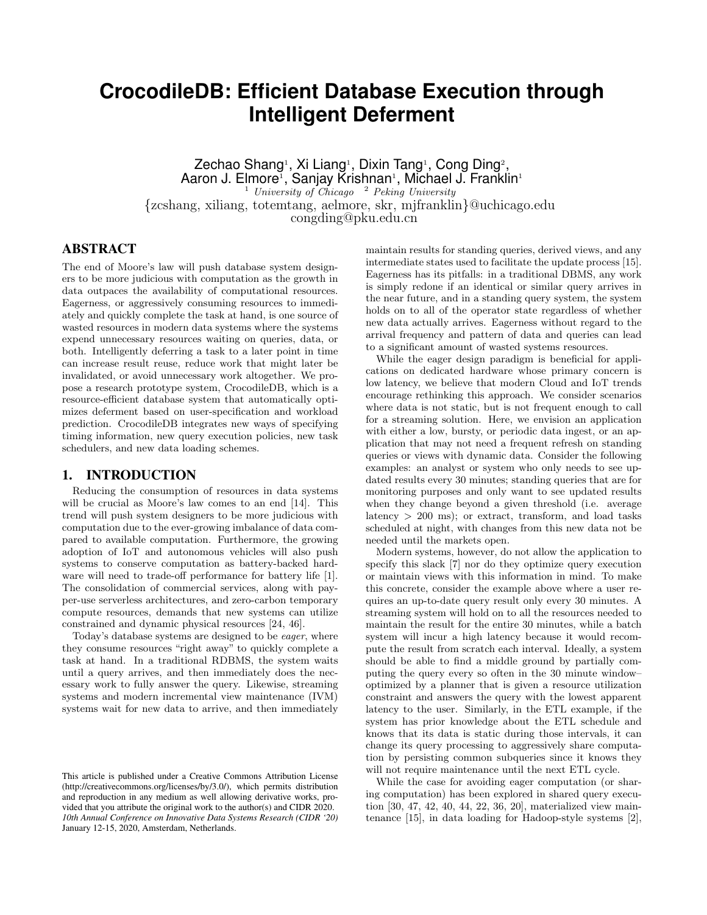# CrocodileDB: Efficient Database Execution through Intelligent Deferment

Zechao Shang[1], Xi Liang[1], Dixin Tang[1], Cong Ding[2], Aaron J. Elmore[1], Sanjay Krishnan[1], Michael J. Franklin[1]

[1] *University of Chicago* [2] *Peking University*

{zcshang, xiliang, totemtang, aelmore, skr, mjfranklin}@uchicago.edu
congding@pku.edu.cn

## ABSTRACT

The end of Moore's law will push database system designers to be more judicious with computation as the growth in data outpaces the availability of computational resources. Eagerness, or aggressively consuming resources to immediately and quickly complete the task at hand, is one source of wasted resources in modern data systems where the systems expend unnecessary resources waiting on queries, data, or both. Intelligently deferring a task to a later point in time can increase result reuse, reduce work that might later be invalidated, or avoid unnecessary work altogether. We propose a research prototype system, CrocodileDB, which is a resource-efficient database system that automatically optimizes deferment based on user-specification and workload prediction. CrocodileDB integrates new ways of specifying timing information, new query execution policies, new task schedulers, and new data loading schemes.

## 1. INTRODUCTION

Reducing the consumption of resources in data systems will be crucial as Moore's law comes to an end [14]. This trend will push system designers to be more judicious with computation due to the ever-growing imbalance of data compared to available computation. Furthermore, the growing adoption of IoT and autonomous vehicles will also push systems to conserve computation as battery-backed hardware will need to trade-off performance for battery life [1]. The consolidation of commercial services, along with pay-per-use serverless architectures, and zero-carbon temporary compute resources, demands that new systems can utilize constrained and dynamic physical resources [24, 46].

Today's database systems are designed to be *eager*, where they consume resources "right away" to quickly complete a task at hand. In a traditional RDBMS, the system waits until a query arrives, and then immediately does the necessary work to fully answer the query. Likewise, streaming systems and modern incremental view maintenance (IVM) systems wait for new data to arrive, and then immediately maintain results for standing queries, derived views, and any intermediate states used to facilitate the update process [15]. Eagerness has its pitfalls: in a traditional DBMS, any work is simply redone if an identical or similar query arrives in the near future, and in a standing query system, the system holds on to all of the operator state regardless of whether new data actually arrives. Eagerness without regard to the arrival frequency and pattern of data and queries can lead to a significant amount of wasted systems resources.

While the eager design paradigm is beneficial for applications on dedicated hardware whose primary concern is low latency, we believe that modern Cloud and IoT trends encourage rethinking this approach. We consider scenarios where data is not static, but is not frequent enough to call for a streaming solution. Here, we envision an application with either a low, bursty, or periodic data ingest, or an application that may not need a frequent refresh on standing queries or views with dynamic data. Consider the following examples: an analyst or system who only needs to see updated results every 30 minutes; standing queries that are for monitoring purposes and only want to see updated results when they change beyond a given threshold (i.e. average latency > 200 ms); or extract, transform, and load tasks scheduled at night, with changes from this new data not be needed until the markets open.

Modern systems, however, do not allow the application to specify this slack [7] nor do they optimize query execution or maintain views with this information in mind. To make this concrete, consider the example above where a user requires an up-to-date query result only every 30 minutes. A streaming system will hold on to all the resources needed to maintain the result for the entire 30 minutes, while a batch system will incur a high latency because it would recompute the result from scratch each interval. Ideally, a system should be able to find a middle ground by partially computing the query every so often in the 30 minute window–optimized by a planner that is given a resource utilization constraint and answers the query with the lowest apparent latency to the user. Similarly, in the ETL example, if the system has prior knowledge about the ETL schedule and knows that its data is static during those intervals, it can change its query processing to aggressively share computation by persisting common subqueries since it knows they will not require maintenance until the next ETL cycle.

While the case for avoiding eager computation (or sharing computation) has been explored in shared query execution [30, 47, 42, 40, 44, 22, 36, 20], materialized view maintenance [15], in data loading for Hadoop-style systems [2],

This article is published under a Creative Commons Attribution License (http://creativecommons.org/licenses/by/3.0/), which permits distribution and reproduction in any medium as well allowing derivative works, provided that you attribute the original work to the author(s) and CIDR 2020.
*10th Annual Conference on Innovative Data Systems Research (CIDR '20)* January 12-15, 2020, Amsterdam, Netherlands.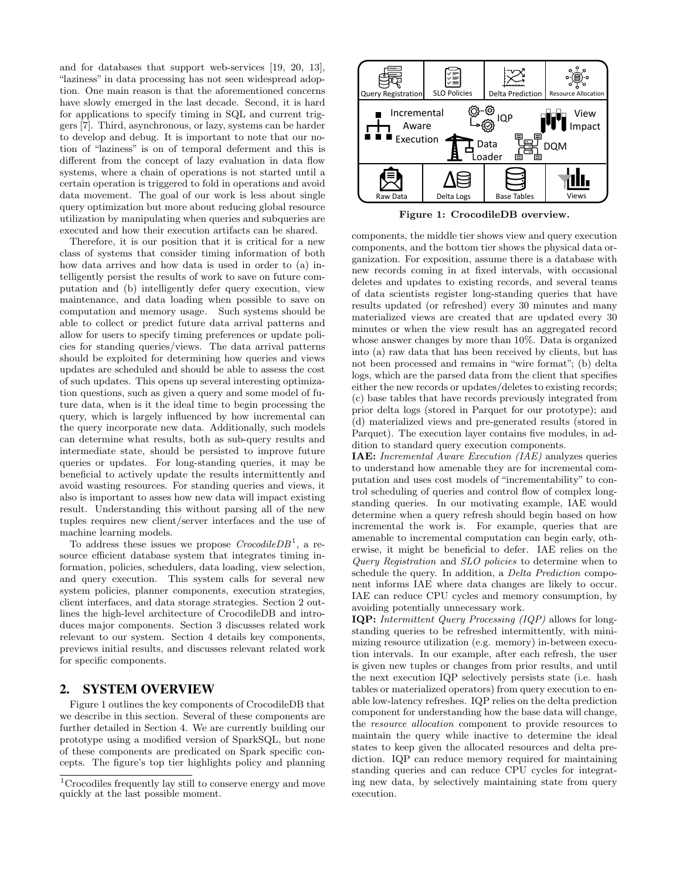and for databases that support web-services [19, 20, 13], "laziness" in data processing has not seen widespread adoption. One main reason is that the aforementioned concerns have slowly emerged in the last decade. Second, it is hard for applications to specify timing in SQL and current triggers [7]. Third, asynchronous, or lazy, systems can be harder to develop and debug. It is important to note that our notion of "laziness" is on of temporal deferment and this is different from the concept of lazy evaluation in data flow systems, where a chain of operations is not started until a certain operation is triggered to fold in operations and avoid data movement. The goal of our work is less about single query optimization but more about reducing global resource utilization by manipulating when queries and subqueries are executed and how their execution artifacts can be shared.

Therefore, it is our position that it is critical for a new class of systems that consider timing information of both how data arrives and how data is used in order to (a) intelligently persist the results of work to save on future computation and (b) intelligently defer query execution, view maintenance, and data loading when possible to save on computation and memory usage. Such systems should be able to collect or predict future data arrival patterns and allow for users to specify timing preferences or update policies for standing queries/views. The data arrival patterns should be exploited for determining how queries and views updates are scheduled and should be able to assess the cost of such updates. This opens up several interesting optimization questions, such as given a query and some model of future data, when is it the ideal time to begin processing the query, which is largely influenced by how incremental can the query incorporate new data. Additionally, such models can determine what results, both as sub-query results and intermediate state, should be persisted to improve future queries or updates. For long-standing queries, it may be beneficial to actively update the results intermittently and avoid wasting resources. For standing queries and views, it also is important to asses how new data will impact existing result. Understanding this without parsing all of the new tuples requires new client/server interfaces and the use of machine learning models.

To address these issues we propose *CrocodileDB*[1], a resource efficient database system that integrates timing information, policies, schedulers, data loading, view selection, and query execution. This system calls for several new system policies, planner components, execution strategies, client interfaces, and data storage strategies. Section 2 outlines the high-level architecture of CrocodileDB and introduces major components. Section 3 discusses related work relevant to our system. Section 4 details key components, previews initial results, and discusses relevant related work for specific components.

## 2. SYSTEM OVERVIEW

Figure 1 outlines the key components of CrocodileDB that we describe in this section. Several of these components are further detailed in Section 4. We are currently building our prototype using a modified version of SparkSQL, but none of these components are predicated on Spark specific concepts. The figure's top tier highlights policy and planning components, the middle tier shows view and query execution components, and the bottom tier shows the physical data organization. For exposition, assume there is a database with new records coming in at fixed intervals, with occasional deletes and updates to existing records, and several teams of data scientists register long-standing queries that have results updated (or refreshed) every 30 minutes and many materialized views are created that are updated every 30 minutes or when the view result has an aggregated record whose answer changes by more than 10%. Data is organized into (a) raw data that has been received by clients, but has not been processed and remains in "wire format"; (b) delta logs, which are the parsed data from the client that specifies either the new records or updates/deletes to existing records; (c) base tables that have records previously integrated from prior delta logs (stored in Parquet for our prototype); and (d) materialized views and pre-generated results (stored in Parquet). The execution layer contains five modules, in addition to standard query execution components.

Query Registration | SLO Policies | Delta Prediction | Resource Allocation
Incremental Aware Execution | IQP | View Impact | Data Loader | DQM
Raw Data | Delta Logs | Base Tables | Views

**Figure 1: CrocodileDB overview.**

**IAE:** *Incremental Aware Execution (IAE)* analyzes queries to understand how amenable they are for incremental computation and uses cost models of "incrementability" to control scheduling of queries and control flow of complex long-standing queries. In our motivating example, IAE would determine when a query refresh should begin based on how incremental the work is. For example, queries that are amenable to incremental computation can begin early, otherwise, it might be beneficial to defer. IAE relies on the *Query Registration* and *SLO policies* to determine when to schedule the query. In addition, a *Delta Prediction* component informs IAE where data changes are likely to occur. IAE can reduce CPU cycles and memory consumption, by avoiding potentially unnecessary work.

**IQP:** *Intermittent Query Processing (IQP)* allows for long-standing queries to be refreshed intermittently, with minimizing resource utilization (e.g. memory) in-between execution intervals. In our example, after each refresh, the user is given new tuples or changes from prior results, and until the next execution IQP selectively persists state (i.e. hash tables or materialized operators) from query execution to enable low-latency refreshes. IQP relies on the delta prediction component for understanding how the base data will change, the *resource allocation* component to provide resources to maintain the query while inactive to determine the ideal states to keep given the allocated resources and delta prediction. IQP can reduce memory required for maintaining standing queries and can reduce CPU cycles for integrating new data, by selectively maintaining state from query execution.

[1] Crocodiles frequently lay still to conserve energy and move quickly at the last possible moment.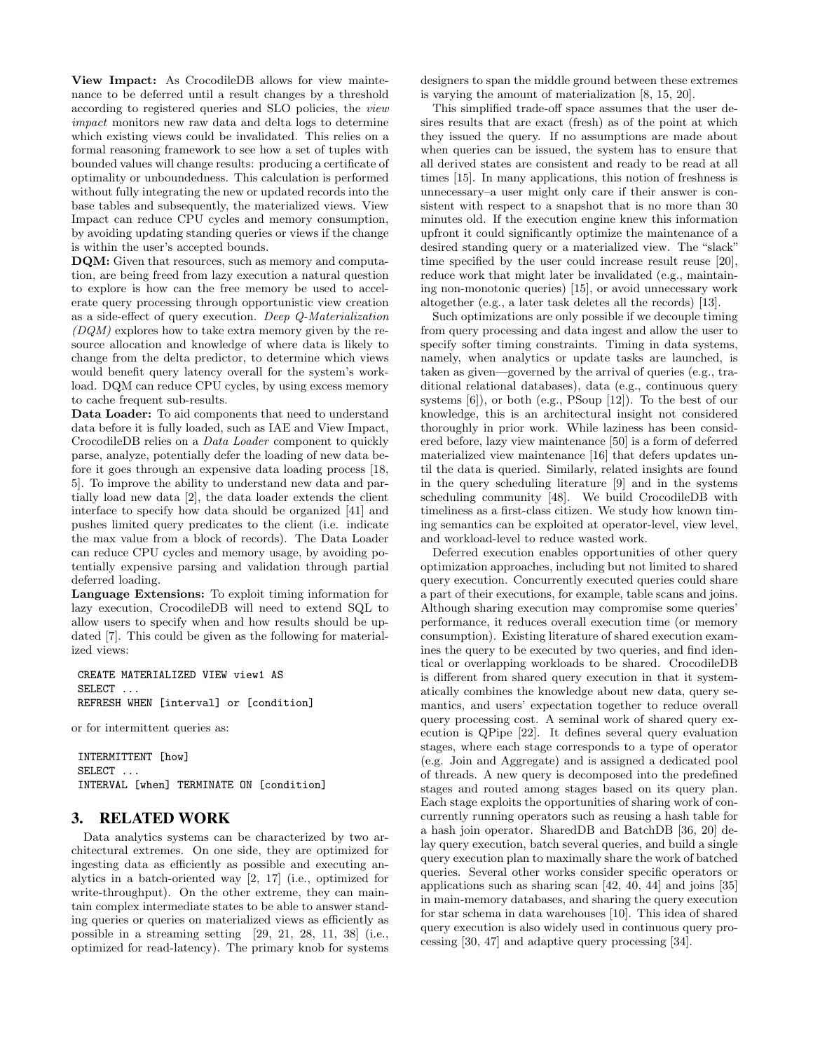**View Impact:** As CrocodileDB allows for view maintenance to be deferred until a result changes by a threshold according to registered queries and SLO policies, the *view impact* monitors new raw data and delta logs to determine which existing views could be invalidated. This relies on a formal reasoning framework to see how a set of tuples with bounded values will change results: producing a certificate of optimality or unboundedness. This calculation is performed without fully integrating the new or updated records into the base tables and subsequently, the materialized views. View Impact can reduce CPU cycles and memory consumption, by avoiding updating standing queries or views if the change is within the user's accepted bounds.

**DQM:** Given that resources, such as memory and computation, are being freed from lazy execution a natural question to explore is how can the free memory be used to accelerate query processing through opportunistic view creation as a side-effect of query execution. *Deep Q-Materialization (DQM)* explores how to take extra memory given by the resource allocation and knowledge of where data is likely to change from the delta predictor, to determine which views would benefit query latency overall for the system's workload. DQM can reduce CPU cycles, by using excess memory to cache frequent sub-results.

**Data Loader:** To aid components that need to understand data before it is fully loaded, such as IAE and View Impact, CrocodileDB relies on a *Data Loader* component to quickly parse, analyze, potentially defer the loading of new data before it goes through an expensive data loading process [18, 5]. To improve the ability to understand new data and partially load new data [2], the data loader extends the client interface to specify how data should be organized [41] and pushes limited query predicates to the client (i.e. indicate the max value from a block of records). The Data Loader can reduce CPU cycles and memory usage, by avoiding potentially expensive parsing and validation through partial deferred loading.

**Language Extensions:** To exploit timing information for lazy execution, CrocodileDB will need to extend SQL to allow users to specify when and how results should be updated [7]. This could be given as the following for materialized views:

```
CREATE MATERIALIZED VIEW view1 AS
SELECT ...
REFRESH WHEN [interval] or [condition]
```

or for intermittent queries as:

```
INTERMITTENT [how]
SELECT ...
INTERVAL [when] TERMINATE ON [condition]
```

## 3. RELATED WORK

Data analytics systems can be characterized by two architectural extremes. On one side, they are optimized for ingesting data as efficiently as possible and executing analytics in a batch-oriented way [2, 17] (i.e., optimized for write-throughput). On the other extreme, they can maintain complex intermediate states to be able to answer standing queries or queries on materialized views as efficiently as possible in a streaming setting [29, 21, 28, 11, 38] (i.e., optimized for read-latency). The primary knob for systems designers to span the middle ground between these extremes is varying the amount of materialization [8, 15, 20].

This simplified trade-off space assumes that the user desires results that are exact (fresh) as of the point at which they issued the query. If no assumptions are made about when queries can be issued, the system has to ensure that all derived states are consistent and ready to be read at all times [15]. In many applications, this notion of freshness is unnecessary–a user might only care if their answer is consistent with respect to a snapshot that is no more than 30 minutes old. If the execution engine knew this information upfront it could significantly optimize the maintenance of a desired standing query or a materialized view. The "slack" time specified by the user could increase result reuse [20], reduce work that might later be invalidated (e.g., maintaining non-monotonic queries) [15], or avoid unnecessary work altogether (e.g., a later task deletes all the records) [13].

Such optimizations are only possible if we decouple timing from query processing and data ingest and allow the user to specify softer timing constraints. Timing in data systems, namely, when analytics or update tasks are launched, is taken as given—governed by the arrival of queries (e.g., traditional relational databases), data (e.g., continuous query systems [6]), or both (e.g., PSoup [12]). To the best of our knowledge, this is an architectural insight not considered thoroughly in prior work. While laziness has been considered before, lazy view maintenance [50] is a form of deferred materialized view maintenance [16] that defers updates until the data is queried. Similarly, related insights are found in the query scheduling literature [9] and in the systems scheduling community [48]. We build CrocodileDB with timeliness as a first-class citizen. We study how known timing semantics can be exploited at operator-level, view level, and workload-level to reduce wasted work.

Deferred execution enables opportunities of other query optimization approaches, including but not limited to shared query execution. Concurrently executed queries could share a part of their executions, for example, table scans and joins. Although sharing execution may compromise some queries' performance, it reduces overall execution time (or memory consumption). Existing literature of shared execution examines the query to be executed by two queries, and find identical or overlapping workloads to be shared. CrocodileDB is different from shared query execution in that it systematically combines the knowledge about new data, query semantics, and users' expectation together to reduce overall query processing cost. A seminal work of shared query execution is QPipe [22]. It defines several query evaluation stages, where each stage corresponds to a type of operator (e.g. Join and Aggregate) and is assigned a dedicated pool of threads. A new query is decomposed into the predefined stages and routed among stages based on its query plan. Each stage exploits the opportunities of sharing work of concurrently running operators such as reusing a hash table for a hash join operator. SharedDB and BatchDB [36, 20] delay query execution, batch several queries, and build a single query execution plan to maximally share the work of batched queries. Several other works consider specific operators or applications such as sharing scan [42, 40, 44] and joins [35] in main-memory databases, and sharing the query execution for star schema in data warehouses [10]. This idea of shared query execution is also widely used in continuous query processing [30, 47] and adaptive query processing [34].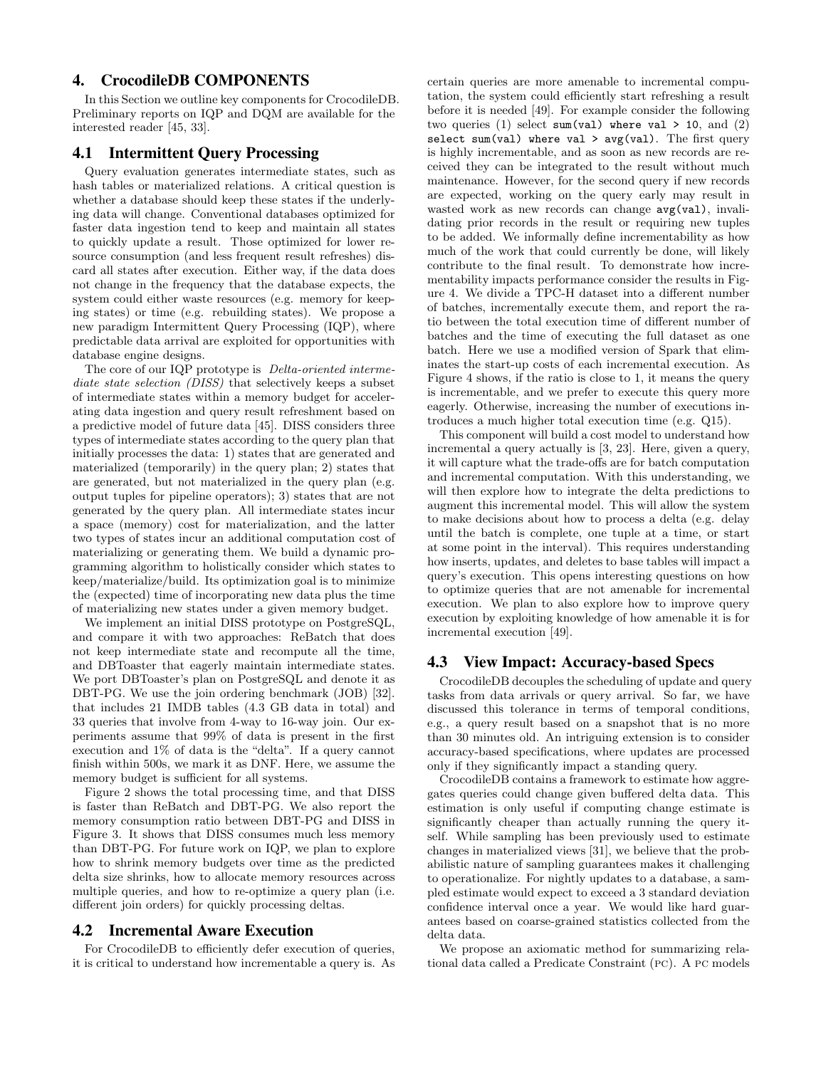## 4. CrocodileDB COMPONENTS

In this Section we outline key components for CrocodileDB. Preliminary reports on IQP and DQM are available for the interested reader [45, 33].

### 4.1 Intermittent Query Processing

Query evaluation generates intermediate states, such as hash tables or materialized relations. A critical question is whether a database should keep these states if the underlying data will change. Conventional databases optimized for faster data ingestion tend to keep and maintain all states to quickly update a result. Those optimized for lower resource consumption (and less frequent result refreshes) discard all states after execution. Either way, if the data does not change in the frequency that the database expects, the system could either waste resources (e.g. memory for keeping states) or time (e.g. rebuilding states). We propose a new paradigm Intermittent Query Processing (IQP), where predictable data arrival are exploited for opportunities with database engine designs.

The core of our IQP prototype is *Delta-oriented intermediate state selection (DISS)* that selectively keeps a subset of intermediate states within a memory budget for accelerating data ingestion and query result refreshment based on a predictive model of future data [45]. DISS considers three types of intermediate states according to the query plan that initially processes the data: 1) states that are generated and materialized (temporarily) in the query plan; 2) states that are generated, but not materialized in the query plan (e.g. output tuples for pipeline operators); 3) states that are not generated by the query plan. All intermediate states incur a space (memory) cost for materialization, and the latter two types of states incur an additional computation cost of materializing or generating them. We build a dynamic programming algorithm to holistically consider which states to keep/materialize/build. Its optimization goal is to minimize the (expected) time of incorporating new data plus the time of materializing new states under a given memory budget.

We implement an initial DISS prototype on PostgreSQL, and compare it with two approaches: ReBatch that does not keep intermediate state and recompute all the time, and DBToaster that eagerly maintain intermediate states. We port DBToaster's plan on PostgreSQL and denote it as DBT-PG. We use the join ordering benchmark (JOB) [32]. that includes 21 IMDB tables (4.3 GB data in total) and 33 queries that involve from 4-way to 16-way join. Our experiments assume that 99% of data is present in the first execution and 1% of data is the "delta". If a query cannot finish within 500s, we mark it as DNF. Here, we assume the memory budget is sufficient for all systems.

Figure 2 shows the total processing time, and that DISS is faster than ReBatch and DBT-PG. We also report the memory consumption ratio between DBT-PG and DISS in Figure 3. It shows that DISS consumes much less memory than DBT-PG. For future work on IQP, we plan to explore how to shrink memory budgets over time as the predicted delta size shrinks, how to allocate memory resources across multiple queries, and how to re-optimize a query plan (i.e. different join orders) for quickly processing deltas.

### 4.2 Incremental Aware Execution

For CrocodileDB to efficiently defer execution of queries, it is critical to understand how incrementable a query is. As certain queries are more amenable to incremental computation, the system could efficiently start refreshing a result before it is needed [49]. For example consider the following two queries (1) select `sum(val) where val > 10`, and (2) `select sum(val) where val > avg(val)`. The first query is highly incrementable, and as soon as new records are received they can be integrated to the result without much maintenance. However, for the second query if new records are expected, working on the query early may result in wasted work as new records can change `avg(val)`, invalidating prior records in the result or requiring new tuples to be added. We informally define incrementability as how much of the work that could currently be done, will likely contribute to the final result. To demonstrate how incrementability impacts performance consider the results in Figure 4. We divide a TPC-H dataset into a different number of batches, incrementally execute them, and report the ratio between the total execution time of different number of batches and the time of executing the full dataset as one batch. Here we use a modified version of Spark that eliminates the start-up costs of each incremental execution. As Figure 4 shows, if the ratio is close to 1, it means the query is incrementable, and we prefer to execute this query more eagerly. Otherwise, increasing the number of executions introduces a much higher total execution time (e.g. Q15).

This component will build a cost model to understand how incremental a query actually is [3, 23]. Here, given a query, it will capture what the trade-offs are for batch computation and incremental computation. With this understanding, we will then explore how to integrate the delta predictions to augment this incremental model. This will allow the system to make decisions about how to process a delta (e.g. delay until the batch is complete, one tuple at a time, or start at some point in the interval). This requires understanding how inserts, updates, and deletes to base tables will impact a query's execution. This opens interesting questions on how to optimize queries that are not amenable for incremental execution. We plan to also explore how to improve query execution by exploiting knowledge of how amenable it is for incremental execution [49].

### 4.3 View Impact: Accuracy-based Specs

CrocodileDB decouples the scheduling of update and query tasks from data arrivals or query arrival. So far, we have discussed this tolerance in terms of temporal conditions, e.g., a query result based on a snapshot that is no more than 30 minutes old. An intriguing extension is to consider accuracy-based specifications, where updates are processed only if they significantly impact a standing query.

CrocodileDB contains a framework to estimate how aggregates queries could change given buffered delta data. This estimation is only useful if computing change estimate is significantly cheaper than actually running the query itself. While sampling has been previously used to estimate changes in materialized views [31], we believe that the probabilistic nature of sampling guarantees makes it challenging to operationalize. For nightly updates to a database, a sampled estimate would expect to exceed a 3 standard deviation confidence interval once a year. We would like hard guarantees based on coarse-grained statistics collected from the delta data.

We propose an axiomatic method for summarizing relational data called a Predicate Constraint (PC). A PC models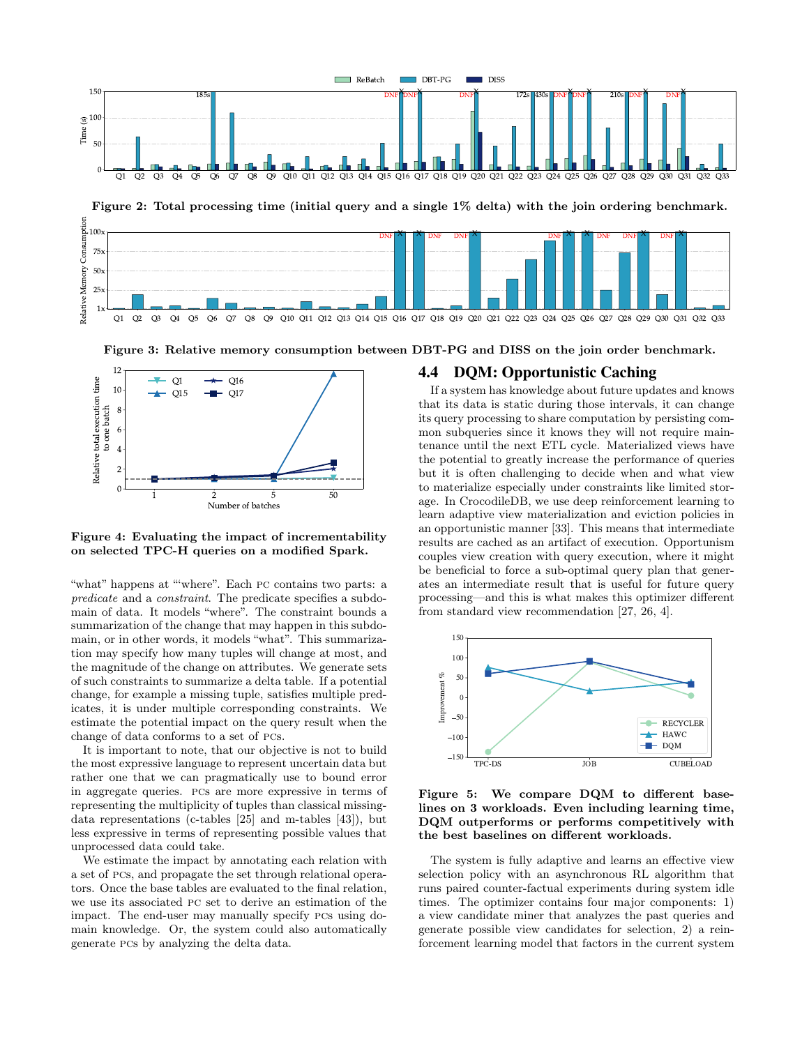Figure 2: Total processing time (initial query and a single 1% delta) with the join ordering benchmark.

Figure 3: Relative memory consumption between DBT-PG and DISS on the join order benchmark.

Figure 4: Evaluating the impact of incrementability on selected TPC-H queries on a modified Spark.

"what" happens at "'where". Each PC contains two parts: a *predicate* and a *constraint*. The predicate specifies a subdomain of data. It models "where". The constraint bounds a summarization of the change that may happen in this subdomain, or in other words, it models "what". This summarization may specify how many tuples will change at most, and the magnitude of the change on attributes. We generate sets of such constraints to summarize a delta table. If a potential change, for example a missing tuple, satisfies multiple predicates, it is under multiple corresponding constraints. We estimate the potential impact on the query result when the change of data conforms to a set of PCs.

It is important to note, that our objective is not to build the most expressive language to represent uncertain data but rather one that we can pragmatically use to bound error in aggregate queries. PCs are more expressive in terms of representing the multiplicity of tuples than classical missing-data representations (c-tables [25] and m-tables [43]), but less expressive in terms of representing possible values that unprocessed data could take.

We estimate the impact by annotating each relation with a set of PCs, and propagate the set through relational operators. Once the base tables are evaluated to the final relation, we use its associated PC set to derive an estimation of the impact. The end-user may manually specify PCs using domain knowledge. Or, the system could also automatically generate PCs by analyzing the delta data.

## 4.4 DQM: Opportunistic Caching

If a system has knowledge about future updates and knows that its data is static during those intervals, it can change its query processing to share computation by persisting common subqueries since it knows they will not require maintenance until the next ETL cycle. Materialized views have the potential to greatly increase the performance of queries but it is often challenging to decide when and what view to materialize especially under constraints like limited storage. In CrocodileDB, we use deep reinforcement learning to learn adaptive view materialization and eviction policies in an opportunistic manner [33]. This means that intermediate results are cached as an artifact of execution. Opportunism couples view creation with query execution, where it might be beneficial to force a sub-optimal query plan that generates an intermediate result that is useful for future query processing—and this is what makes this optimizer different from standard view recommendation [27, 26, 4].

Figure 5: We compare DQM to different baselines on 3 workloads. Even including learning time, DQM outperforms or performs competitively with the best baselines on different workloads.

The system is fully adaptive and learns an effective view selection policy with an asynchronous RL algorithm that runs paired counter-factual experiments during system idle times. The optimizer contains four major components: 1) a view candidate miner that analyzes the past queries and generate possible view candidates for selection, 2) a reinforcement learning model that factors in the current system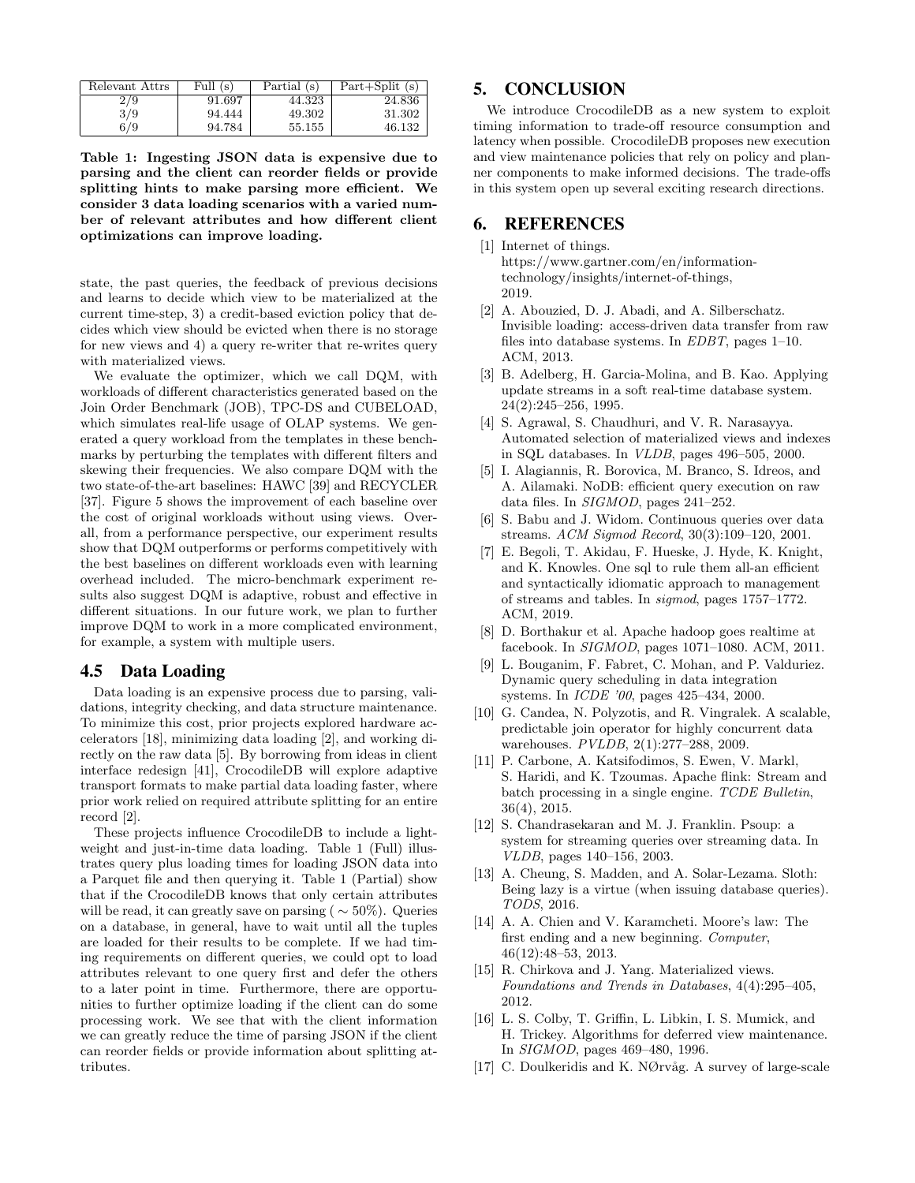| Relevant Attrs | Full (s) | Partial (s) | Part+Split (s) |
|---|---|---|---|
| 2/9 | 91.697 | 44.323 | 24.836 |
| 3/9 | 94.444 | 49.302 | 31.302 |
| 6/9 | 94.784 | 55.155 | 46.132 |

**Table 1: Ingesting JSON data is expensive due to parsing and the client can reorder fields or provide splitting hints to make parsing more efficient. We consider 3 data loading scenarios with a varied number of relevant attributes and how different client optimizations can improve loading.**

state, the past queries, the feedback of previous decisions and learns to decide which view to be materialized at the current time-step, 3) a credit-based eviction policy that decides which view should be evicted when there is no storage for new views and 4) a query re-writer that re-writes query with materialized views.

We evaluate the optimizer, which we call DQM, with workloads of different characteristics generated based on the Join Order Benchmark (JOB), TPC-DS and CUBELOAD, which simulates real-life usage of OLAP systems. We generated a query workload from the templates in these benchmarks by perturbing the templates with different filters and skewing their frequencies. We also compare DQM with the two state-of-the-art baselines: HAWC [39] and RECYCLER [37]. Figure 5 shows the improvement of each baseline over the cost of original workloads without using views. Overall, from a performance perspective, our experiment results show that DQM outperforms or performs competitively with the best baselines on different workloads even with learning overhead included. The micro-benchmark experiment results also suggest DQM is adaptive, robust and effective in different situations. In our future work, we plan to further improve DQM to work in a more complicated environment, for example, a system with multiple users.

## 4.5 Data Loading

Data loading is an expensive process due to parsing, validations, integrity checking, and data structure maintenance. To minimize this cost, prior projects explored hardware accelerators [18], minimizing data loading [2], and working directly on the raw data [5]. By borrowing from ideas in client interface redesign [41], CrocodileDB will explore adaptive transport formats to make partial data loading faster, where prior work relied on required attribute splitting for an entire record [2].

These projects influence CrocodileDB to include a lightweight and just-in-time data loading. Table 1 (Full) illustrates query plus loading times for loading JSON data into a Parquet file and then querying it. Table 1 (Partial) show that if the CrocodileDB knows that only certain attributes will be read, it can greatly save on parsing ( $\sim 50\%$). Queries on a database, in general, have to wait until all the tuples are loaded for their results to be complete. If we had timing requirements on different queries, we could opt to load attributes relevant to one query first and defer the others to a later point in time. Furthermore, there are opportunities to further optimize loading if the client can do some processing work. We see that with the client information we can greatly reduce the time of parsing JSON if the client can reorder fields or provide information about splitting attributes.

# 5. CONCLUSION

We introduce CrocodileDB as a new system to exploit timing information to trade-off resource consumption and latency when possible. CrocodileDB proposes new execution and view maintenance policies that rely on policy and planner components to make informed decisions. The trade-offs in this system open up several exciting research directions.

# 6. REFERENCES

[1] Internet of things. https://www.gartner.com/en/information-technology/insights/internet-of-things, 2019.

[2] A. Abouzied, D. J. Abadi, and A. Silberschatz. Invisible loading: access-driven data transfer from raw files into database systems. In *EDBT*, pages 1–10. ACM, 2013.

[3] B. Adelberg, H. Garcia-Molina, and B. Kao. Applying update streams in a soft real-time database system. 24(2):245–256, 1995.

[4] S. Agrawal, S. Chaudhuri, and V. R. Narasayya. Automated selection of materialized views and indexes in SQL databases. In *VLDB*, pages 496–505, 2000.

[5] I. Alagiannis, R. Borovica, M. Branco, S. Idreos, and A. Ailamaki. NoDB: efficient query execution on raw data files. In *SIGMOD*, pages 241–252.

[6] S. Babu and J. Widom. Continuous queries over data streams. *ACM Sigmod Record*, 30(3):109–120, 2001.

[7] E. Begoli, T. Akidau, F. Hueske, J. Hyde, K. Knight, and K. Knowles. One sql to rule them all-an efficient and syntactically idiomatic approach to management of streams and tables. In *sigmod*, pages 1757–1772. ACM, 2019.

[8] D. Borthakur et al. Apache hadoop goes realtime at facebook. In *SIGMOD*, pages 1071–1080. ACM, 2011.

[9] L. Bouganim, F. Fabret, C. Mohan, and P. Valduriez. Dynamic query scheduling in data integration systems. In *ICDE '00*, pages 425–434, 2000.

[10] G. Candea, N. Polyzotis, and R. Vingralek. A scalable, predictable join operator for highly concurrent data warehouses. *PVLDB*, 2(1):277–288, 2009.

[11] P. Carbone, A. Katsifodimos, S. Ewen, V. Markl, S. Haridi, and K. Tzoumas. Apache flink: Stream and batch processing in a single engine. *TCDE Bulletin*, 36(4), 2015.

[12] S. Chandrasekaran and M. J. Franklin. Psoup: a system for streaming queries over streaming data. In *VLDB*, pages 140–156, 2003.

[13] A. Cheung, S. Madden, and A. Solar-Lezama. Sloth: Being lazy is a virtue (when issuing database queries). *TODS*, 2016.

[14] A. A. Chien and V. Karamcheti. Moore's law: The first ending and a new beginning. *Computer*, 46(12):48–53, 2013.

[15] R. Chirkova and J. Yang. Materialized views. *Foundations and Trends in Databases*, 4(4):295–405, 2012.

[16] L. S. Colby, T. Griffin, L. Libkin, I. S. Mumick, and H. Trickey. Algorithms for deferred view maintenance. In *SIGMOD*, pages 469–480, 1996.

[17] C. Doulkeridis and K. NØrvåg. A survey of large-scale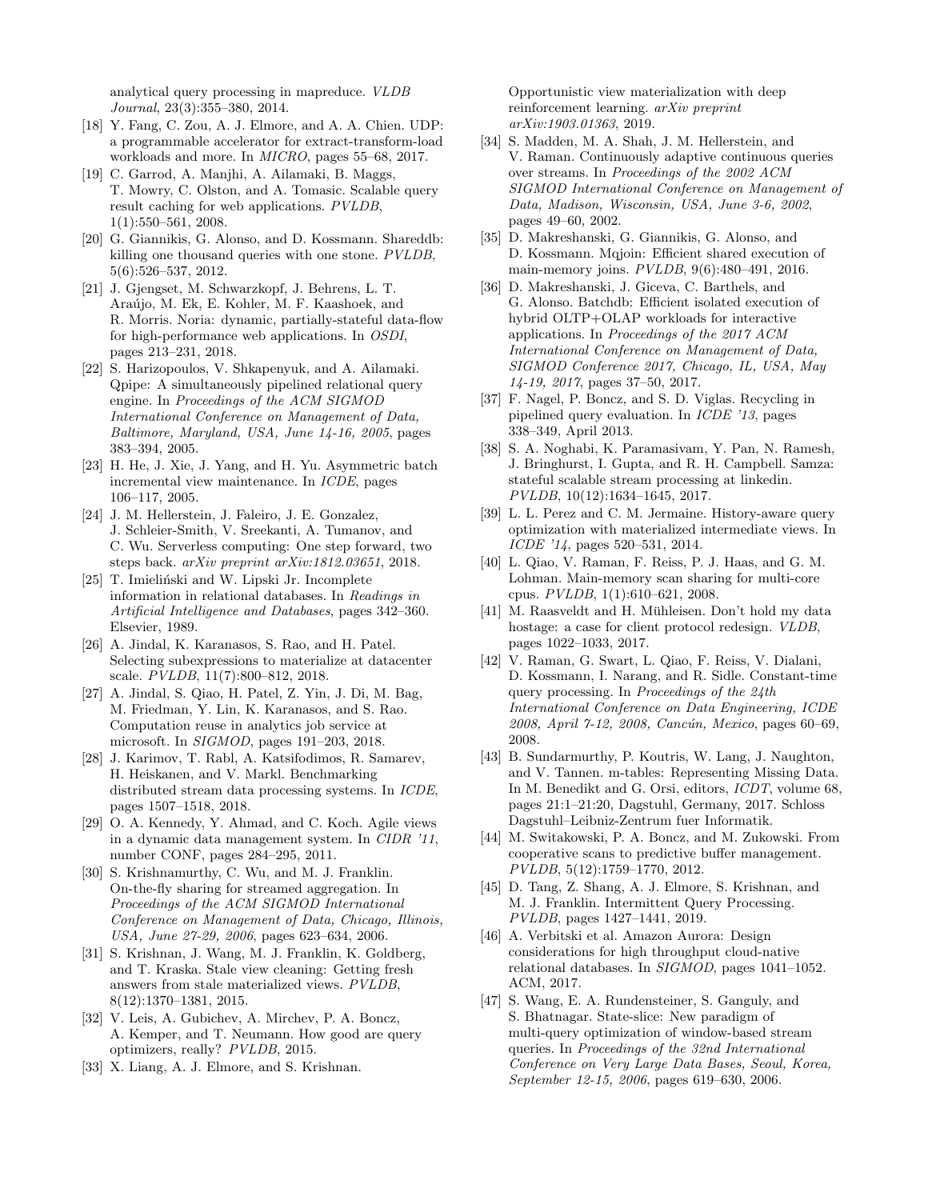analytical query processing in mapreduce. *VLDB Journal*, 23(3):355–380, 2014.

[18] Y. Fang, C. Zou, A. J. Elmore, and A. A. Chien. UDP: a programmable accelerator for extract-transform-load workloads and more. In *MICRO*, pages 55–68, 2017.

[19] C. Garrod, A. Manjhi, A. Ailamaki, B. Maggs, T. Mowry, C. Olston, and A. Tomasic. Scalable query result caching for web applications. *PVLDB*, 1(1):550–561, 2008.

[20] G. Giannikis, G. Alonso, and D. Kossmann. Shareddb: killing one thousand queries with one stone. *PVLDB*, 5(6):526–537, 2012.

[21] J. Gjengset, M. Schwarzkopf, J. Behrens, L. T. Araújo, M. Ek, E. Kohler, M. F. Kaashoek, and R. Morris. Noria: dynamic, partially-stateful data-flow for high-performance web applications. In *OSDI*, pages 213–231, 2018.

[22] S. Harizopoulos, V. Shkapenyuk, and A. Ailamaki. Qpipe: A simultaneously pipelined relational query engine. In *Proceedings of the ACM SIGMOD International Conference on Management of Data, Baltimore, Maryland, USA, June 14-16, 2005*, pages 383–394, 2005.

[23] H. He, J. Xie, J. Yang, and H. Yu. Asymmetric batch incremental view maintenance. In *ICDE*, pages 106–117, 2005.

[24] J. M. Hellerstein, J. Faleiro, J. E. Gonzalez, J. Schleier-Smith, V. Sreekanti, A. Tumanov, and C. Wu. Serverless computing: One step forward, two steps back. *arXiv preprint arXiv:1812.03651*, 2018.

[25] T. Imieliński and W. Lipski Jr. Incomplete information in relational databases. In *Readings in Artificial Intelligence and Databases*, pages 342–360. Elsevier, 1989.

[26] A. Jindal, K. Karanasos, S. Rao, and H. Patel. Selecting subexpressions to materialize at datacenter scale. *PVLDB*, 11(7):800–812, 2018.

[27] A. Jindal, S. Qiao, H. Patel, Z. Yin, J. Di, M. Bag, M. Friedman, Y. Lin, K. Karanasos, and S. Rao. Computation reuse in analytics job service at microsoft. In *SIGMOD*, pages 191–203, 2018.

[28] J. Karimov, T. Rabl, A. Katsifodimos, R. Samarev, H. Heiskanen, and V. Markl. Benchmarking distributed stream data processing systems. In *ICDE*, pages 1507–1518, 2018.

[29] O. A. Kennedy, Y. Ahmad, and C. Koch. Agile views in a dynamic data management system. In *CIDR '11*, number CONF, pages 284–295, 2011.

[30] S. Krishnamurthy, C. Wu, and M. J. Franklin. On-the-fly sharing for streamed aggregation. In *Proceedings of the ACM SIGMOD International Conference on Management of Data, Chicago, Illinois, USA, June 27-29, 2006*, pages 623–634, 2006.

[31] S. Krishnan, J. Wang, M. J. Franklin, K. Goldberg, and T. Kraska. Stale view cleaning: Getting fresh answers from stale materialized views. *PVLDB*, 8(12):1370–1381, 2015.

[32] V. Leis, A. Gubichev, A. Mirchev, P. A. Boncz, A. Kemper, and T. Neumann. How good are query optimizers, really? *PVLDB*, 2015.

[33] X. Liang, A. J. Elmore, and S. Krishnan. Opportunistic view materialization with deep reinforcement learning. *arXiv preprint arXiv:1903.01363*, 2019.

[34] S. Madden, M. A. Shah, J. M. Hellerstein, and V. Raman. Continuously adaptive continuous queries over streams. In *Proceedings of the 2002 ACM SIGMOD International Conference on Management of Data, Madison, Wisconsin, USA, June 3-6, 2002*, pages 49–60, 2002.

[35] D. Makreshanski, G. Giannikis, G. Alonso, and D. Kossmann. Mqjoin: Efficient shared execution of main-memory joins. *PVLDB*, 9(6):480–491, 2016.

[36] D. Makreshanski, J. Giceva, C. Barthels, and G. Alonso. Batchdb: Efficient isolated execution of hybrid OLTP+OLAP workloads for interactive applications. In *Proceedings of the 2017 ACM International Conference on Management of Data, SIGMOD Conference 2017, Chicago, IL, USA, May 14-19, 2017*, pages 37–50, 2017.

[37] F. Nagel, P. Boncz, and S. D. Viglas. Recycling in pipelined query evaluation. In *ICDE '13*, pages 338–349, April 2013.

[38] S. A. Noghabi, K. Paramasivam, Y. Pan, N. Ramesh, J. Bringhurst, I. Gupta, and R. H. Campbell. Samza: stateful scalable stream processing at linkedin. *PVLDB*, 10(12):1634–1645, 2017.

[39] L. L. Perez and C. M. Jermaine. History-aware query optimization with materialized intermediate views. In *ICDE '14*, pages 520–531, 2014.

[40] L. Qiao, V. Raman, F. Reiss, P. J. Haas, and G. M. Lohman. Main-memory scan sharing for multi-core cpus. *PVLDB*, 1(1):610–621, 2008.

[41] M. Raasveldt and H. Mühleisen. Don't hold my data hostage: a case for client protocol redesign. *VLDB*, pages 1022–1033, 2017.

[42] V. Raman, G. Swart, L. Qiao, F. Reiss, V. Dialani, D. Kossmann, I. Narang, and R. Sidle. Constant-time query processing. In *Proceedings of the 24th International Conference on Data Engineering, ICDE 2008, April 7-12, 2008, Cancún, Mexico*, pages 60–69, 2008.

[43] B. Sundarmurthy, P. Koutris, W. Lang, J. Naughton, and V. Tannen. m-tables: Representing Missing Data. In M. Benedikt and G. Orsi, editors, *ICDT*, volume 68, pages 21:1–21:20, Dagstuhl, Germany, 2017. Schloss Dagstuhl–Leibniz-Zentrum fuer Informatik.

[44] M. Switakowski, P. A. Boncz, and M. Zukowski. From cooperative scans to predictive buffer management. *PVLDB*, 5(12):1759–1770, 2012.

[45] D. Tang, Z. Shang, A. J. Elmore, S. Krishnan, and M. J. Franklin. Intermittent Query Processing. *PVLDB*, pages 1427–1441, 2019.

[46] A. Verbitski et al. Amazon Aurora: Design considerations for high throughput cloud-native relational databases. In *SIGMOD*, pages 1041–1052. ACM, 2017.

[47] S. Wang, E. A. Rundensteiner, S. Ganguly, and S. Bhatnagar. State-slice: New paradigm of multi-query optimization of window-based stream queries. In *Proceedings of the 32nd International Conference on Very Large Data Bases, Seoul, Korea, September 12-15, 2006*, pages 619–630, 2006.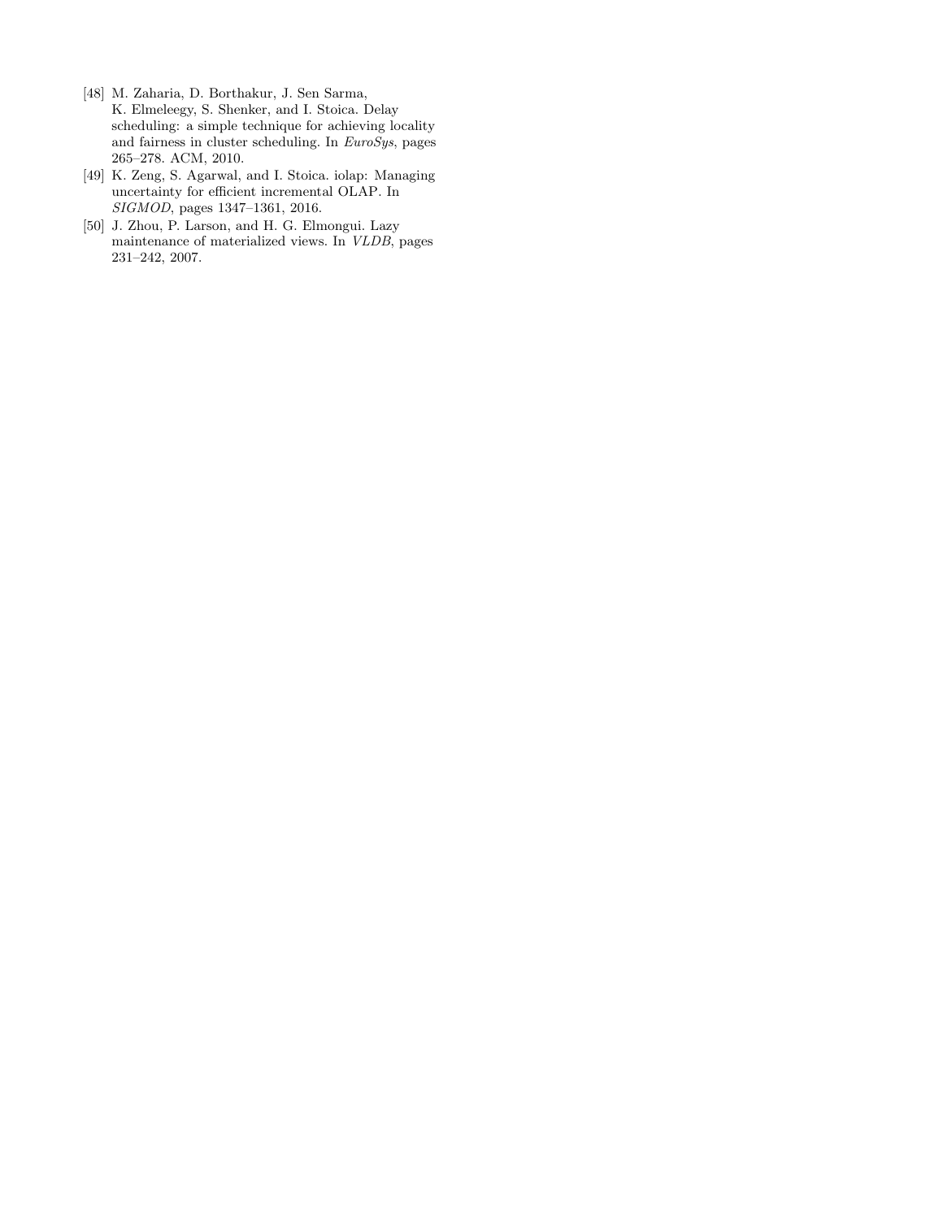- [48] M. Zaharia, D. Borthakur, J. Sen Sarma, K. Elmeleegy, S. Shenker, and I. Stoica. Delay scheduling: a simple technique for achieving locality and fairness in cluster scheduling. In *EuroSys*, pages 265–278. ACM, 2010.
- [49] K. Zeng, S. Agarwal, and I. Stoica. iolap: Managing uncertainty for efficient incremental OLAP. In *SIGMOD*, pages 1347–1361, 2016.
- [50] J. Zhou, P. Larson, and H. G. Elmongui. Lazy maintenance of materialized views. In *VLDB*, pages 231–242, 2007.